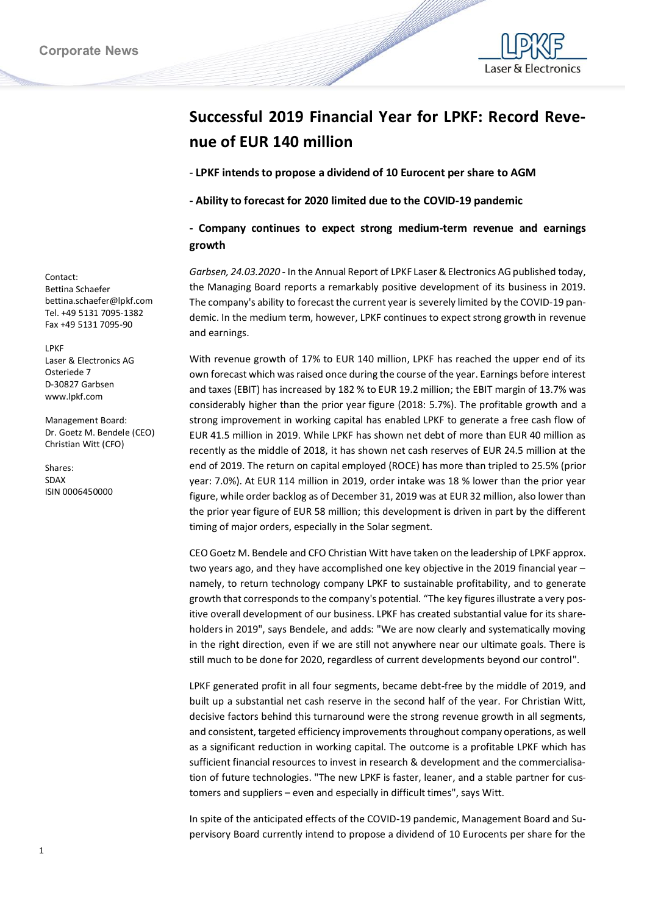Corporate News

# Successful 2019 Financial Year for LPKF: Record Revenue of EUR 140 million

- **LPKF intends to propose a dividend of 10 Eurocent per share to AGM**

**- Ability to forecast for 2020 limited due to the COVID-19 pandemic**

**- Company continues to expect strong medium-term revenue and earnings growth**

Contact:
Bettina Schaefer
bettina.schaefer@lpkf.com
Tel. +49 5131 7095-1382
Fax +49 5131 7095-90

LPKF
Laser & Electronics AG
Osteriede 7
D-30827 Garbsen
www.lpkf.com

Management Board:
Dr. Goetz M. Bendele (CEO)
Christian Witt (CFO)

Shares:
SDAX
ISIN 0006450000

*Garbsen, 24.03.2020* - In the Annual Report of LPKF Laser & Electronics AG published today, the Managing Board reports a remarkably positive development of its business in 2019. The company's ability to forecast the current year is severely limited by the COVID-19 pandemic. In the medium term, however, LPKF continues to expect strong growth in revenue and earnings.

With revenue growth of 17% to EUR 140 million, LPKF has reached the upper end of its own forecast which was raised once during the course of the year. Earnings before interest and taxes (EBIT) has increased by 182 % to EUR 19.2 million; the EBIT margin of 13.7% was considerably higher than the prior year figure (2018: 5.7%). The profitable growth and a strong improvement in working capital has enabled LPKF to generate a free cash flow of EUR 41.5 million in 2019. While LPKF has shown net debt of more than EUR 40 million as recently as the middle of 2018, it has shown net cash reserves of EUR 24.5 million at the end of 2019. The return on capital employed (ROCE) has more than tripled to 25.5% (prior year: 7.0%). At EUR 114 million in 2019, order intake was 18 % lower than the prior year figure, while order backlog as of December 31, 2019 was at EUR 32 million, also lower than the prior year figure of EUR 58 million; this development is driven in part by the different timing of major orders, especially in the Solar segment.

CEO Goetz M. Bendele and CFO Christian Witt have taken on the leadership of LPKF approx. two years ago, and they have accomplished one key objective in the 2019 financial year – namely, to return technology company LPKF to sustainable profitability, and to generate growth that corresponds to the company's potential. "The key figures illustrate a very positive overall development of our business. LPKF has created substantial value for its shareholders in 2019", says Bendele, and adds: "We are now clearly and systematically moving in the right direction, even if we are still not anywhere near our ultimate goals. There is still much to be done for 2020, regardless of current developments beyond our control".

LPKF generated profit in all four segments, became debt-free by the middle of 2019, and built up a substantial net cash reserve in the second half of the year. For Christian Witt, decisive factors behind this turnaround were the strong revenue growth in all segments, and consistent, targeted efficiency improvements throughout company operations, as well as a significant reduction in working capital. The outcome is a profitable LPKF which has sufficient financial resources to invest in research & development and the commercialisation of future technologies. "The new LPKF is faster, leaner, and a stable partner for customers and suppliers – even and especially in difficult times", says Witt.

In spite of the anticipated effects of the COVID-19 pandemic, Management Board and Supervisory Board currently intend to propose a dividend of 10 Eurocents per share for the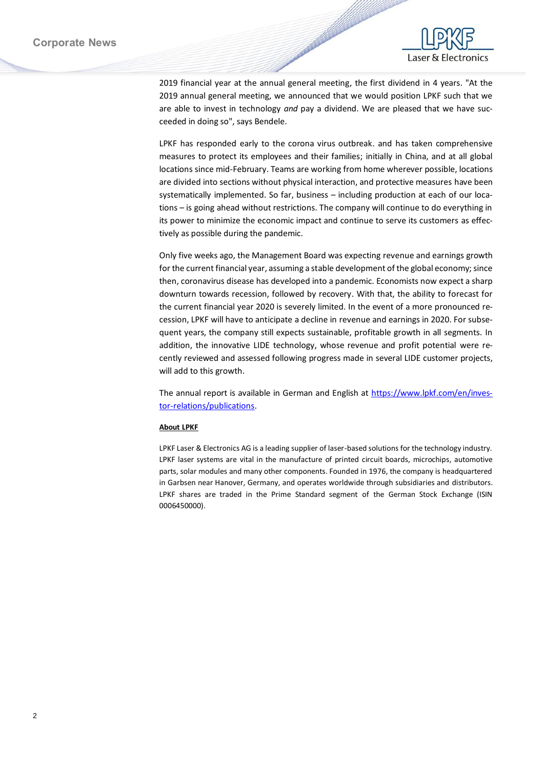2019 financial year at the annual general meeting, the first dividend in 4 years. "At the 2019 annual general meeting, we announced that we would position LPKF such that we are able to invest in technology *and* pay a dividend. We are pleased that we have succeeded in doing so", says Bendele.

LPKF has responded early to the corona virus outbreak. and has taken comprehensive measures to protect its employees and their families; initially in China, and at all global locations since mid-February. Teams are working from home wherever possible, locations are divided into sections without physical interaction, and protective measures have been systematically implemented. So far, business – including production at each of our locations – is going ahead without restrictions. The company will continue to do everything in its power to minimize the economic impact and continue to serve its customers as effectively as possible during the pandemic.

Only five weeks ago, the Management Board was expecting revenue and earnings growth for the current financial year, assuming a stable development of the global economy; since then, coronavirus disease has developed into a pandemic. Economists now expect a sharp downturn towards recession, followed by recovery. With that, the ability to forecast for the current financial year 2020 is severely limited. In the event of a more pronounced recession, LPKF will have to anticipate a decline in revenue and earnings in 2020. For subsequent years, the company still expects sustainable, profitable growth in all segments. In addition, the innovative LIDE technology, whose revenue and profit potential were recently reviewed and assessed following progress made in several LIDE customer projects, will add to this growth.

The annual report is available in German and English at [https://www.lpkf.com/en/investor-relations/publications](https://www.lpkf.com/en/investor-relations/publications).

**About LPKF**

LPKF Laser & Electronics AG is a leading supplier of laser-based solutions for the technology industry. LPKF laser systems are vital in the manufacture of printed circuit boards, microchips, automotive parts, solar modules and many other components. Founded in 1976, the company is headquartered in Garbsen near Hanover, Germany, and operates worldwide through subsidiaries and distributors. LPKF shares are traded in the Prime Standard segment of the German Stock Exchange (ISIN 0006450000).